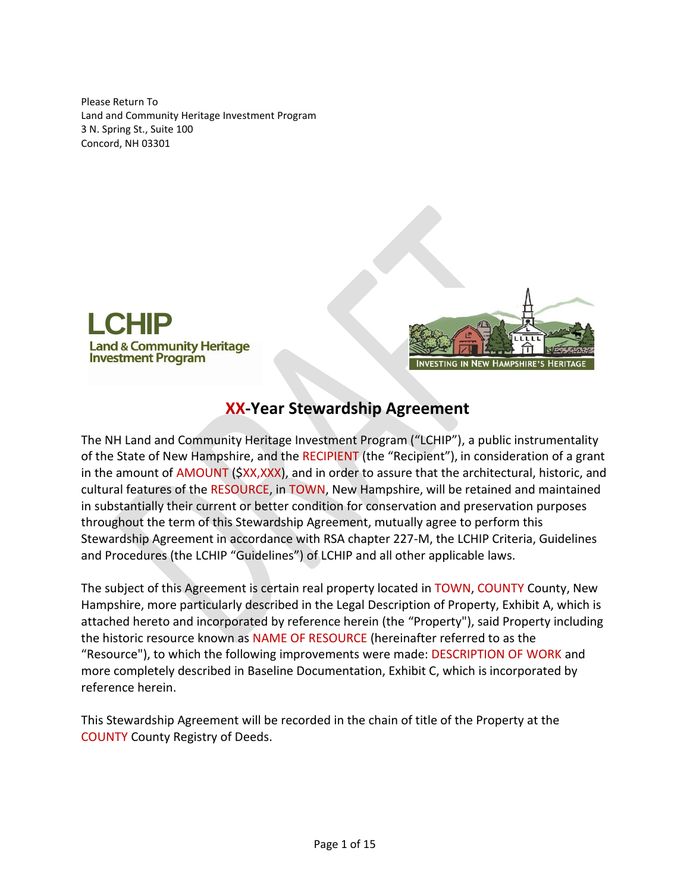Please Return To
Land and Community Heritage Investment Program
3 N. Spring St., Suite 100
Concord, NH 03301

LCHIP
Land & Community Heritage Investment Program

INVESTING IN NEW HAMPSHIRE'S HERITAGE

# XX-Year Stewardship Agreement

The NH Land and Community Heritage Investment Program ("LCHIP"), a public instrumentality of the State of New Hampshire, and the RECIPIENT (the "Recipient"), in consideration of a grant in the amount of AMOUNT ($XX,XXX), and in order to assure that the architectural, historic, and cultural features of the RESOURCE, in TOWN, New Hampshire, will be retained and maintained in substantially their current or better condition for conservation and preservation purposes throughout the term of this Stewardship Agreement, mutually agree to perform this Stewardship Agreement in accordance with RSA chapter 227-M, the LCHIP Criteria, Guidelines and Procedures (the LCHIP "Guidelines") of LCHIP and all other applicable laws.

The subject of this Agreement is certain real property located in TOWN, COUNTY County, New Hampshire, more particularly described in the Legal Description of Property, Exhibit A, which is attached hereto and incorporated by reference herein (the "Property"), said Property including the historic resource known as NAME OF RESOURCE (hereinafter referred to as the "Resource"), to which the following improvements were made: DESCRIPTION OF WORK and more completely described in Baseline Documentation, Exhibit C, which is incorporated by reference herein.

This Stewardship Agreement will be recorded in the chain of title of the Property at the COUNTY County Registry of Deeds.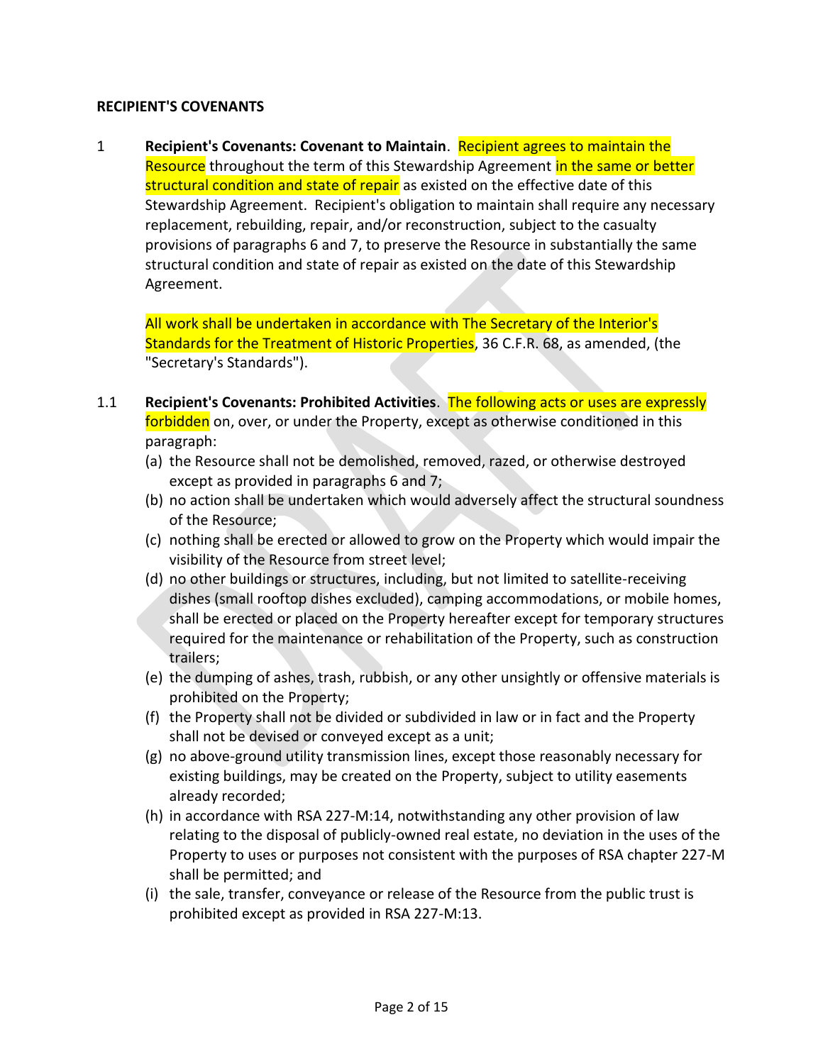## RECIPIENT'S COVENANTS

1 **Recipient's Covenants: Covenant to Maintain**. Recipient agrees to maintain the Resource throughout the term of this Stewardship Agreement in the same or better structural condition and state of repair as existed on the effective date of this Stewardship Agreement. Recipient's obligation to maintain shall require any necessary replacement, rebuilding, repair, and/or reconstruction, subject to the casualty provisions of paragraphs 6 and 7, to preserve the Resource in substantially the same structural condition and state of repair as existed on the date of this Stewardship Agreement.

All work shall be undertaken in accordance with The Secretary of the Interior's Standards for the Treatment of Historic Properties, 36 C.F.R. 68, as amended, (the "Secretary's Standards").

1.1 **Recipient's Covenants: Prohibited Activities**. The following acts or uses are expressly forbidden on, over, or under the Property, except as otherwise conditioned in this paragraph:

(a) the Resource shall not be demolished, removed, razed, or otherwise destroyed except as provided in paragraphs 6 and 7;

(b) no action shall be undertaken which would adversely affect the structural soundness of the Resource;

(c) nothing shall be erected or allowed to grow on the Property which would impair the visibility of the Resource from street level;

(d) no other buildings or structures, including, but not limited to satellite-receiving dishes (small rooftop dishes excluded), camping accommodations, or mobile homes, shall be erected or placed on the Property hereafter except for temporary structures required for the maintenance or rehabilitation of the Property, such as construction trailers;

(e) the dumping of ashes, trash, rubbish, or any other unsightly or offensive materials is prohibited on the Property;

(f) the Property shall not be divided or subdivided in law or in fact and the Property shall not be devised or conveyed except as a unit;

(g) no above-ground utility transmission lines, except those reasonably necessary for existing buildings, may be created on the Property, subject to utility easements already recorded;

(h) in accordance with RSA 227-M:14, notwithstanding any other provision of law relating to the disposal of publicly-owned real estate, no deviation in the uses of the Property to uses or purposes not consistent with the purposes of RSA chapter 227-M shall be permitted; and

(i) the sale, transfer, conveyance or release of the Resource from the public trust is prohibited except as provided in RSA 227-M:13.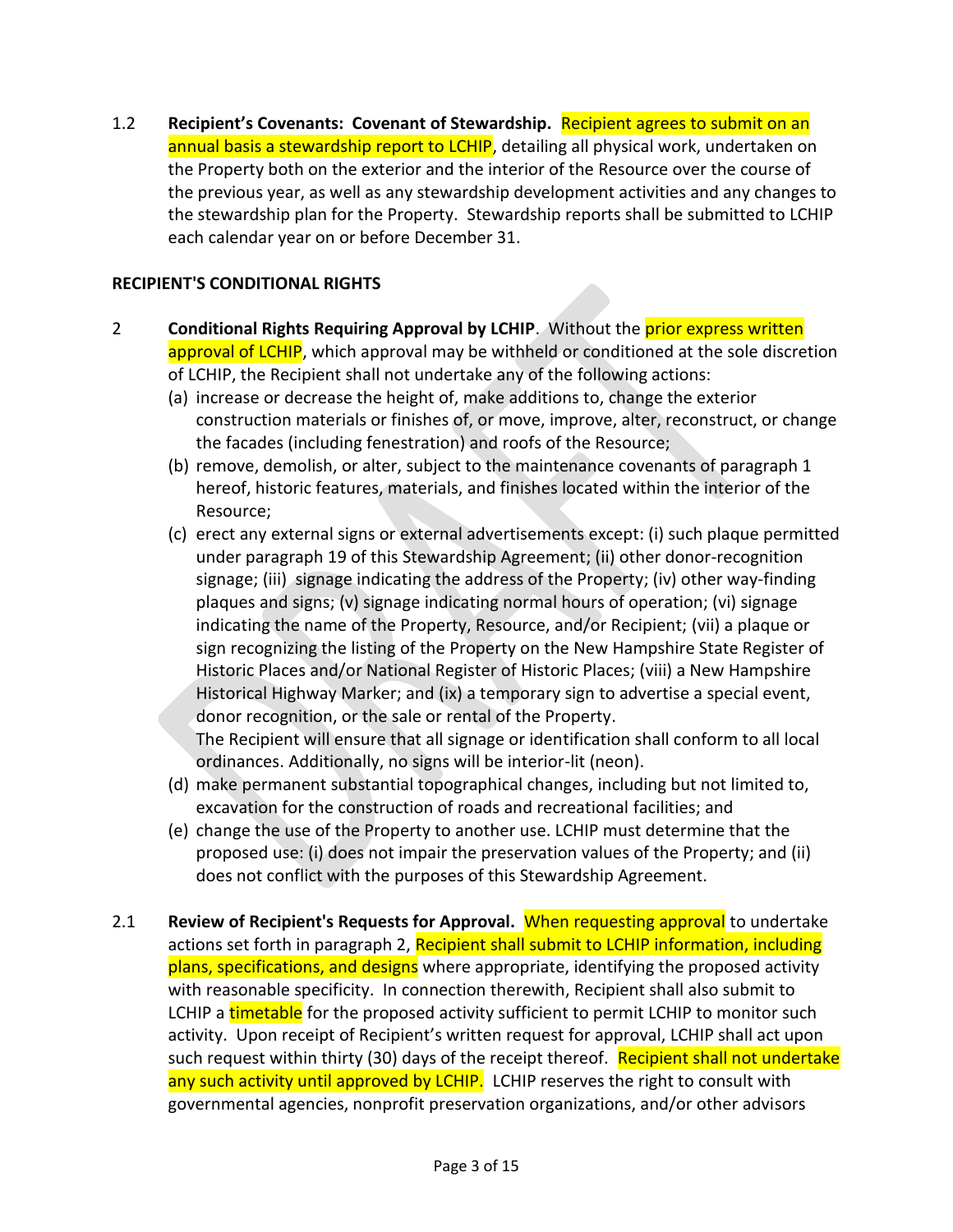1.2 **Recipient's Covenants: Covenant of Stewardship.** Recipient agrees to submit on an annual basis a stewardship report to LCHIP, detailing all physical work, undertaken on the Property both on the exterior and the interior of the Resource over the course of the previous year, as well as any stewardship development activities and any changes to the stewardship plan for the Property. Stewardship reports shall be submitted to LCHIP each calendar year on or before December 31.

**RECIPIENT'S CONDITIONAL RIGHTS**

2 **Conditional Rights Requiring Approval by LCHIP**. Without the prior express written approval of LCHIP, which approval may be withheld or conditioned at the sole discretion of LCHIP, the Recipient shall not undertake any of the following actions:

(a) increase or decrease the height of, make additions to, change the exterior construction materials or finishes of, or move, improve, alter, reconstruct, or change the facades (including fenestration) and roofs of the Resource;

(b) remove, demolish, or alter, subject to the maintenance covenants of paragraph 1 hereof, historic features, materials, and finishes located within the interior of the Resource;

(c) erect any external signs or external advertisements except: (i) such plaque permitted under paragraph 19 of this Stewardship Agreement; (ii) other donor-recognition signage; (iii) signage indicating the address of the Property; (iv) other way-finding plaques and signs; (v) signage indicating normal hours of operation; (vi) signage indicating the name of the Property, Resource, and/or Recipient; (vii) a plaque or sign recognizing the listing of the Property on the New Hampshire State Register of Historic Places and/or National Register of Historic Places; (viii) a New Hampshire Historical Highway Marker; and (ix) a temporary sign to advertise a special event, donor recognition, or the sale or rental of the Property.
The Recipient will ensure that all signage or identification shall conform to all local ordinances. Additionally, no signs will be interior-lit (neon).

(d) make permanent substantial topographical changes, including but not limited to, excavation for the construction of roads and recreational facilities; and

(e) change the use of the Property to another use. LCHIP must determine that the proposed use: (i) does not impair the preservation values of the Property; and (ii) does not conflict with the purposes of this Stewardship Agreement.

2.1 **Review of Recipient's Requests for Approval.** When requesting approval to undertake actions set forth in paragraph 2, Recipient shall submit to LCHIP information, including plans, specifications, and designs where appropriate, identifying the proposed activity with reasonable specificity. In connection therewith, Recipient shall also submit to LCHIP a timetable for the proposed activity sufficient to permit LCHIP to monitor such activity. Upon receipt of Recipient's written request for approval, LCHIP shall act upon such request within thirty (30) days of the receipt thereof. Recipient shall not undertake any such activity until approved by LCHIP. LCHIP reserves the right to consult with governmental agencies, nonprofit preservation organizations, and/or other advisors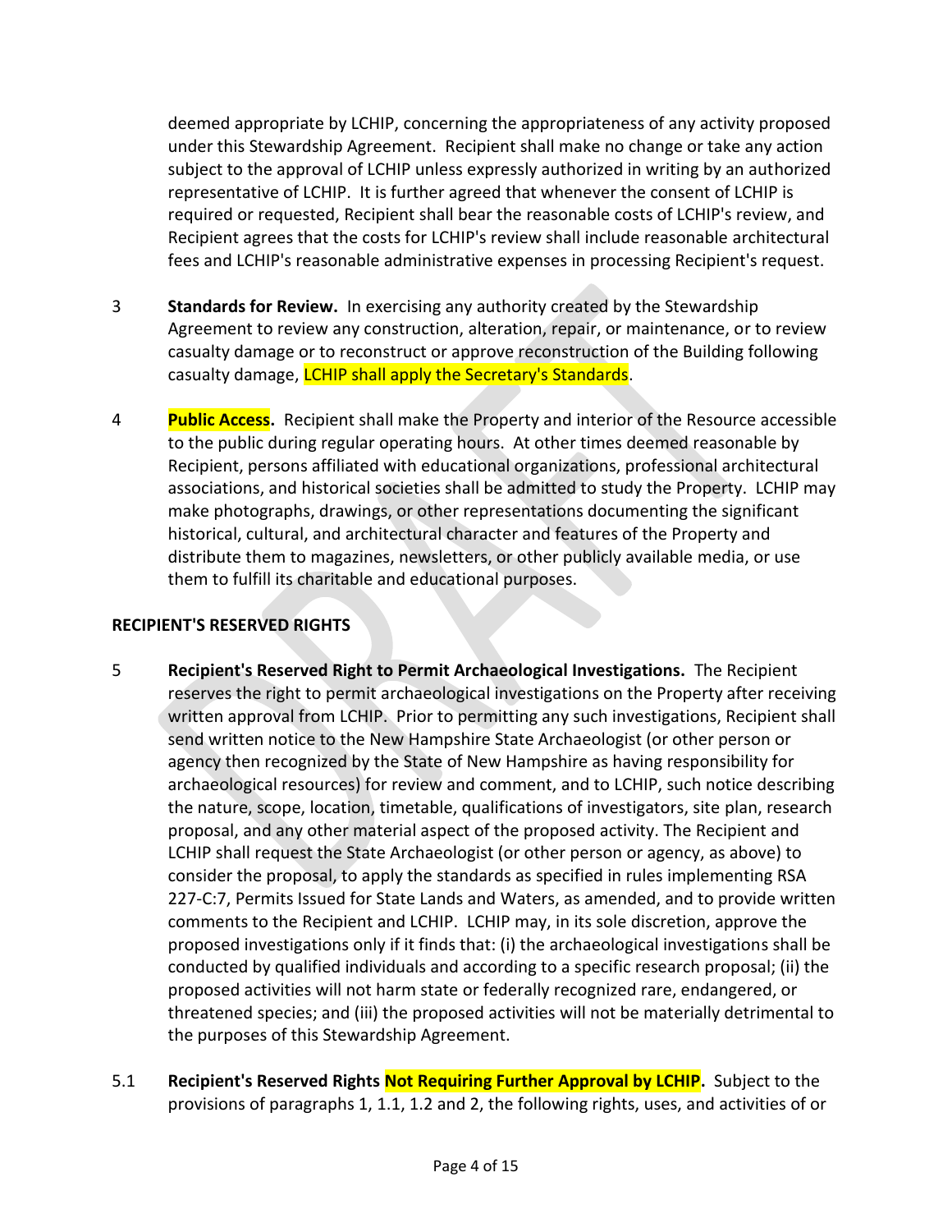deemed appropriate by LCHIP, concerning the appropriateness of any activity proposed under this Stewardship Agreement. Recipient shall make no change or take any action subject to the approval of LCHIP unless expressly authorized in writing by an authorized representative of LCHIP. It is further agreed that whenever the consent of LCHIP is required or requested, Recipient shall bear the reasonable costs of LCHIP's review, and Recipient agrees that the costs for LCHIP's review shall include reasonable architectural fees and LCHIP's reasonable administrative expenses in processing Recipient's request.

3 **Standards for Review.** In exercising any authority created by the Stewardship Agreement to review any construction, alteration, repair, or maintenance, or to review casualty damage or to reconstruct or approve reconstruction of the Building following casualty damage, LCHIP shall apply the Secretary's Standards.

4 **Public Access.** Recipient shall make the Property and interior of the Resource accessible to the public during regular operating hours. At other times deemed reasonable by Recipient, persons affiliated with educational organizations, professional architectural associations, and historical societies shall be admitted to study the Property. LCHIP may make photographs, drawings, or other representations documenting the significant historical, cultural, and architectural character and features of the Property and distribute them to magazines, newsletters, or other publicly available media, or use them to fulfill its charitable and educational purposes.

**RECIPIENT'S RESERVED RIGHTS**

5 **Recipient's Reserved Right to Permit Archaeological Investigations.** The Recipient reserves the right to permit archaeological investigations on the Property after receiving written approval from LCHIP. Prior to permitting any such investigations, Recipient shall send written notice to the New Hampshire State Archaeologist (or other person or agency then recognized by the State of New Hampshire as having responsibility for archaeological resources) for review and comment, and to LCHIP, such notice describing the nature, scope, location, timetable, qualifications of investigators, site plan, research proposal, and any other material aspect of the proposed activity. The Recipient and LCHIP shall request the State Archaeologist (or other person or agency, as above) to consider the proposal, to apply the standards as specified in rules implementing RSA 227-C:7, Permits Issued for State Lands and Waters, as amended, and to provide written comments to the Recipient and LCHIP. LCHIP may, in its sole discretion, approve the proposed investigations only if it finds that: (i) the archaeological investigations shall be conducted by qualified individuals and according to a specific research proposal; (ii) the proposed activities will not harm state or federally recognized rare, endangered, or threatened species; and (iii) the proposed activities will not be materially detrimental to the purposes of this Stewardship Agreement.

5.1 **Recipient's Reserved Rights Not Requiring Further Approval by LCHIP.** Subject to the provisions of paragraphs 1, 1.1, 1.2 and 2, the following rights, uses, and activities of or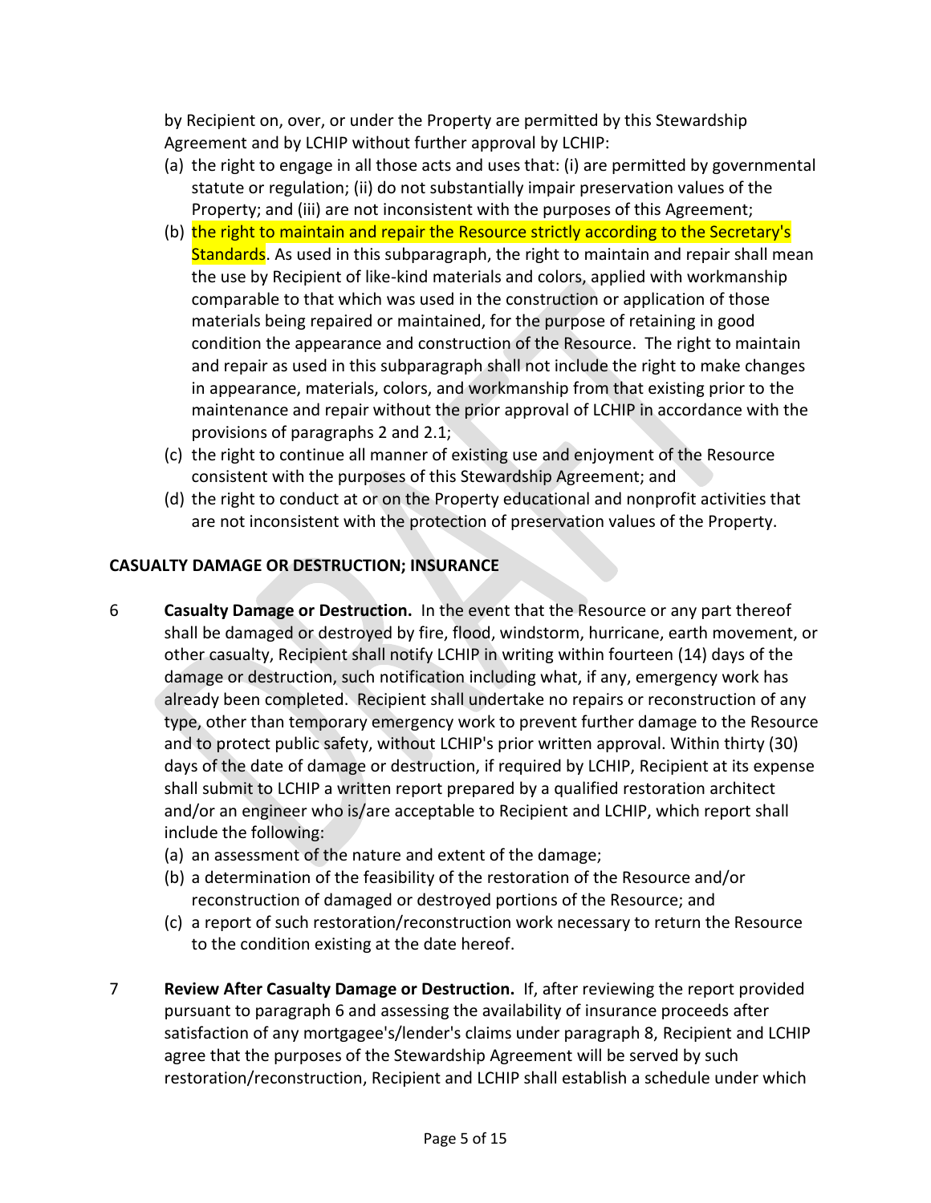by Recipient on, over, or under the Property are permitted by this Stewardship Agreement and by LCHIP without further approval by LCHIP:

(a) the right to engage in all those acts and uses that: (i) are permitted by governmental statute or regulation; (ii) do not substantially impair preservation values of the Property; and (iii) are not inconsistent with the purposes of this Agreement;

(b) the right to maintain and repair the Resource strictly according to the Secretary's Standards. As used in this subparagraph, the right to maintain and repair shall mean the use by Recipient of like-kind materials and colors, applied with workmanship comparable to that which was used in the construction or application of those materials being repaired or maintained, for the purpose of retaining in good condition the appearance and construction of the Resource. The right to maintain and repair as used in this subparagraph shall not include the right to make changes in appearance, materials, colors, and workmanship from that existing prior to the maintenance and repair without the prior approval of LCHIP in accordance with the provisions of paragraphs 2 and 2.1;

(c) the right to continue all manner of existing use and enjoyment of the Resource consistent with the purposes of this Stewardship Agreement; and

(d) the right to conduct at or on the Property educational and nonprofit activities that are not inconsistent with the protection of preservation values of the Property.

## CASUALTY DAMAGE OR DESTRUCTION; INSURANCE

6 **Casualty Damage or Destruction.** In the event that the Resource or any part thereof shall be damaged or destroyed by fire, flood, windstorm, hurricane, earth movement, or other casualty, Recipient shall notify LCHIP in writing within fourteen (14) days of the damage or destruction, such notification including what, if any, emergency work has already been completed. Recipient shall undertake no repairs or reconstruction of any type, other than temporary emergency work to prevent further damage to the Resource and to protect public safety, without LCHIP's prior written approval. Within thirty (30) days of the date of damage or destruction, if required by LCHIP, Recipient at its expense shall submit to LCHIP a written report prepared by a qualified restoration architect and/or an engineer who is/are acceptable to Recipient and LCHIP, which report shall include the following:

(a) an assessment of the nature and extent of the damage;

(b) a determination of the feasibility of the restoration of the Resource and/or reconstruction of damaged or destroyed portions of the Resource; and

(c) a report of such restoration/reconstruction work necessary to return the Resource to the condition existing at the date hereof.

7 **Review After Casualty Damage or Destruction.** If, after reviewing the report provided pursuant to paragraph 6 and assessing the availability of insurance proceeds after satisfaction of any mortgagee's/lender's claims under paragraph 8, Recipient and LCHIP agree that the purposes of the Stewardship Agreement will be served by such restoration/reconstruction, Recipient and LCHIP shall establish a schedule under which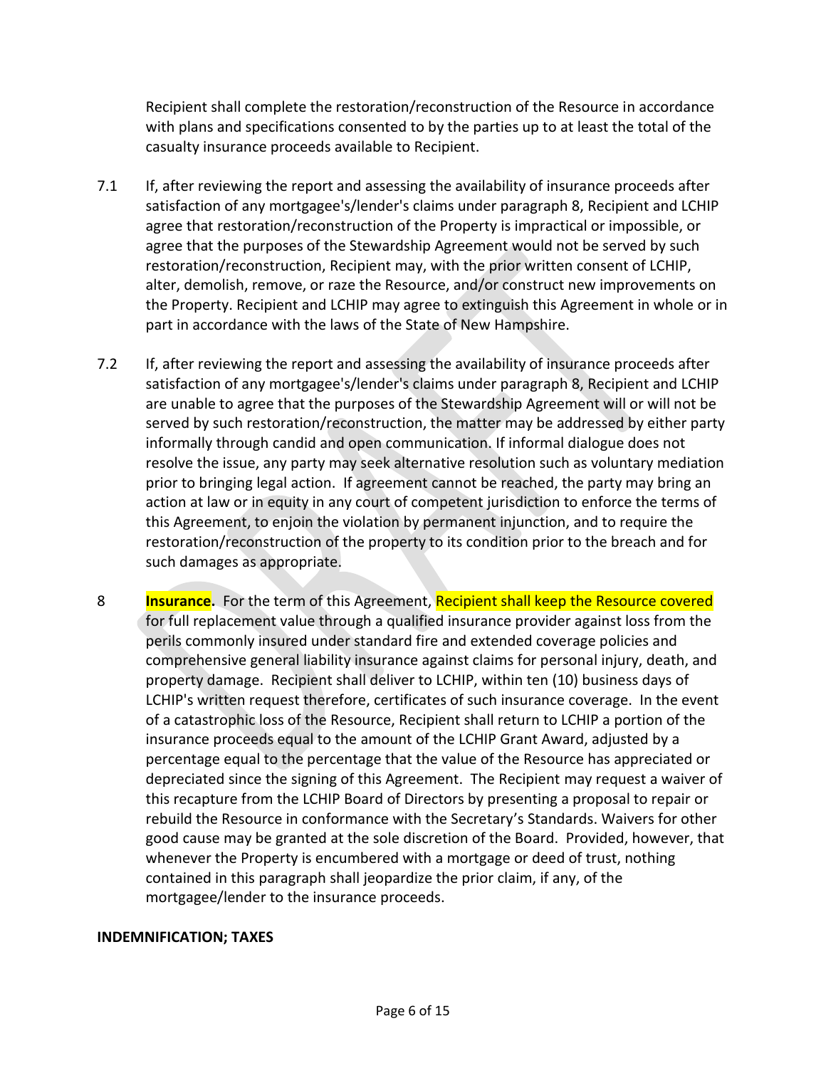Recipient shall complete the restoration/reconstruction of the Resource in accordance with plans and specifications consented to by the parties up to at least the total of the casualty insurance proceeds available to Recipient.

7.1 If, after reviewing the report and assessing the availability of insurance proceeds after satisfaction of any mortgagee's/lender's claims under paragraph 8, Recipient and LCHIP agree that restoration/reconstruction of the Property is impractical or impossible, or agree that the purposes of the Stewardship Agreement would not be served by such restoration/reconstruction, Recipient may, with the prior written consent of LCHIP, alter, demolish, remove, or raze the Resource, and/or construct new improvements on the Property. Recipient and LCHIP may agree to extinguish this Agreement in whole or in part in accordance with the laws of the State of New Hampshire.

7.2 If, after reviewing the report and assessing the availability of insurance proceeds after satisfaction of any mortgagee's/lender's claims under paragraph 8, Recipient and LCHIP are unable to agree that the purposes of the Stewardship Agreement will or will not be served by such restoration/reconstruction, the matter may be addressed by either party informally through candid and open communication. If informal dialogue does not resolve the issue, any party may seek alternative resolution such as voluntary mediation prior to bringing legal action. If agreement cannot be reached, the party may bring an action at law or in equity in any court of competent jurisdiction to enforce the terms of this Agreement, to enjoin the violation by permanent injunction, and to require the restoration/reconstruction of the property to its condition prior to the breach and for such damages as appropriate.

8 **Insurance.** For the term of this Agreement, Recipient shall keep the Resource covered for full replacement value through a qualified insurance provider against loss from the perils commonly insured under standard fire and extended coverage policies and comprehensive general liability insurance against claims for personal injury, death, and property damage. Recipient shall deliver to LCHIP, within ten (10) business days of LCHIP's written request therefore, certificates of such insurance coverage. In the event of a catastrophic loss of the Resource, Recipient shall return to LCHIP a portion of the insurance proceeds equal to the amount of the LCHIP Grant Award, adjusted by a percentage equal to the percentage that the value of the Resource has appreciated or depreciated since the signing of this Agreement. The Recipient may request a waiver of this recapture from the LCHIP Board of Directors by presenting a proposal to repair or rebuild the Resource in conformance with the Secretary's Standards. Waivers for other good cause may be granted at the sole discretion of the Board. Provided, however, that whenever the Property is encumbered with a mortgage or deed of trust, nothing contained in this paragraph shall jeopardize the prior claim, if any, of the mortgagee/lender to the insurance proceeds.

**INDEMNIFICATION; TAXES**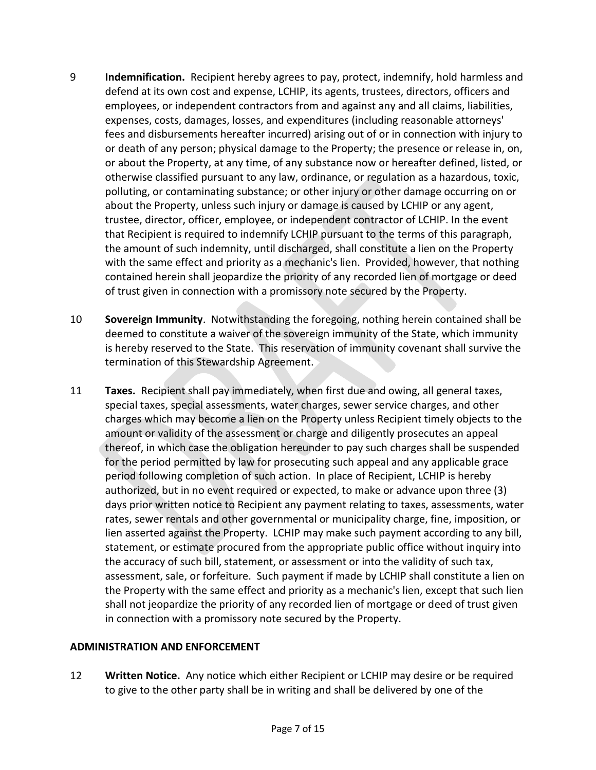9 **Indemnification.** Recipient hereby agrees to pay, protect, indemnify, hold harmless and defend at its own cost and expense, LCHIP, its agents, trustees, directors, officers and employees, or independent contractors from and against any and all claims, liabilities, expenses, costs, damages, losses, and expenditures (including reasonable attorneys' fees and disbursements hereafter incurred) arising out of or in connection with injury to or death of any person; physical damage to the Property; the presence or release in, on, or about the Property, at any time, of any substance now or hereafter defined, listed, or otherwise classified pursuant to any law, ordinance, or regulation as a hazardous, toxic, polluting, or contaminating substance; or other injury or other damage occurring on or about the Property, unless such injury or damage is caused by LCHIP or any agent, trustee, director, officer, employee, or independent contractor of LCHIP. In the event that Recipient is required to indemnify LCHIP pursuant to the terms of this paragraph, the amount of such indemnity, until discharged, shall constitute a lien on the Property with the same effect and priority as a mechanic's lien. Provided, however, that nothing contained herein shall jeopardize the priority of any recorded lien of mortgage or deed of trust given in connection with a promissory note secured by the Property.

10 **Sovereign Immunity**. Notwithstanding the foregoing, nothing herein contained shall be deemed to constitute a waiver of the sovereign immunity of the State, which immunity is hereby reserved to the State. This reservation of immunity covenant shall survive the termination of this Stewardship Agreement.

11 **Taxes.** Recipient shall pay immediately, when first due and owing, all general taxes, special taxes, special assessments, water charges, sewer service charges, and other charges which may become a lien on the Property unless Recipient timely objects to the amount or validity of the assessment or charge and diligently prosecutes an appeal thereof, in which case the obligation hereunder to pay such charges shall be suspended for the period permitted by law for prosecuting such appeal and any applicable grace period following completion of such action. In place of Recipient, LCHIP is hereby authorized, but in no event required or expected, to make or advance upon three (3) days prior written notice to Recipient any payment relating to taxes, assessments, water rates, sewer rentals and other governmental or municipality charge, fine, imposition, or lien asserted against the Property. LCHIP may make such payment according to any bill, statement, or estimate procured from the appropriate public office without inquiry into the accuracy of such bill, statement, or assessment or into the validity of such tax, assessment, sale, or forfeiture. Such payment if made by LCHIP shall constitute a lien on the Property with the same effect and priority as a mechanic's lien, except that such lien shall not jeopardize the priority of any recorded lien of mortgage or deed of trust given in connection with a promissory note secured by the Property.

## ADMINISTRATION AND ENFORCEMENT

12 **Written Notice.** Any notice which either Recipient or LCHIP may desire or be required to give to the other party shall be in writing and shall be delivered by one of the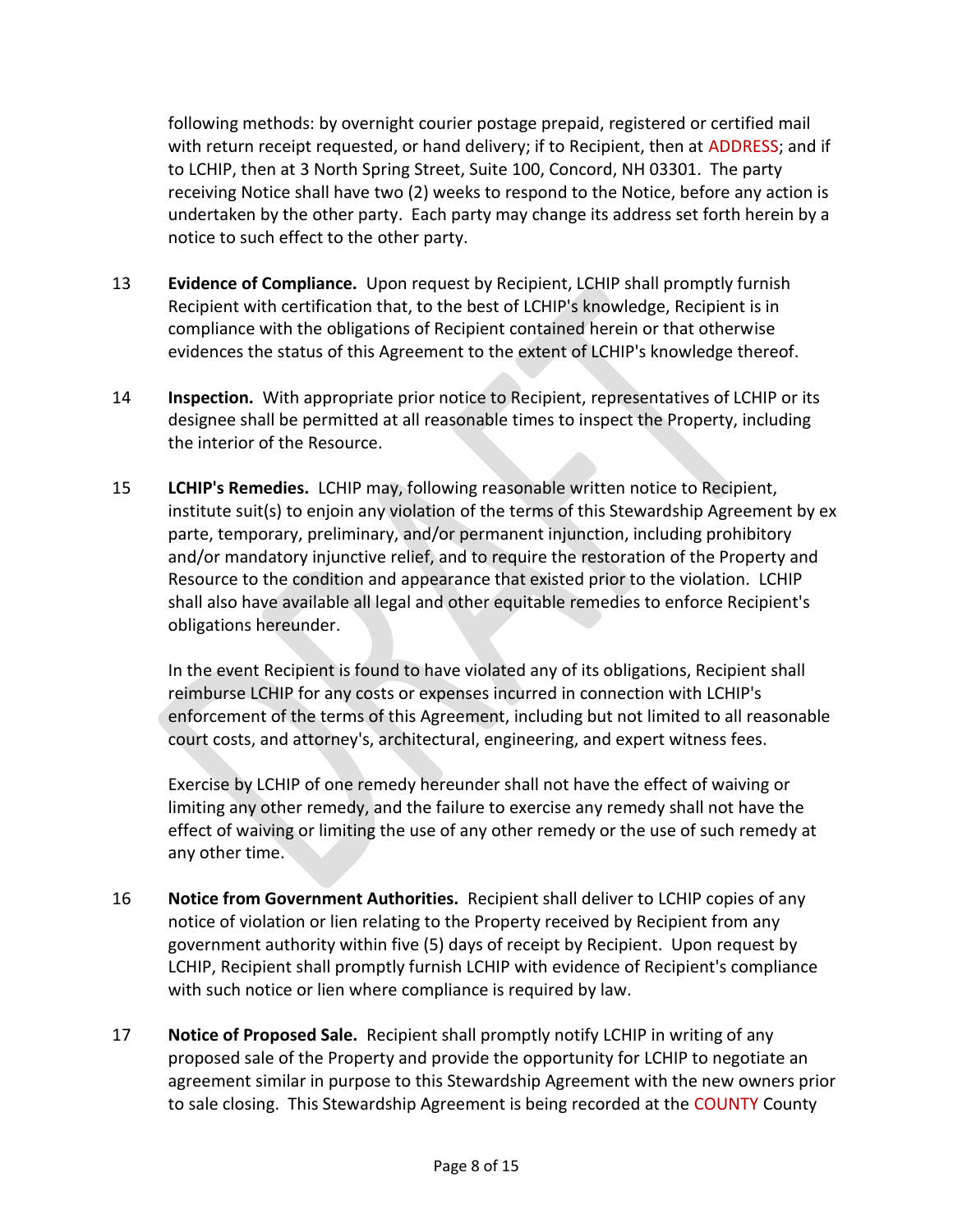following methods: by overnight courier postage prepaid, registered or certified mail with return receipt requested, or hand delivery; if to Recipient, then at ADDRESS; and if to LCHIP, then at 3 North Spring Street, Suite 100, Concord, NH 03301. The party receiving Notice shall have two (2) weeks to respond to the Notice, before any action is undertaken by the other party. Each party may change its address set forth herein by a notice to such effect to the other party.

13 **Evidence of Compliance.** Upon request by Recipient, LCHIP shall promptly furnish Recipient with certification that, to the best of LCHIP's knowledge, Recipient is in compliance with the obligations of Recipient contained herein or that otherwise evidences the status of this Agreement to the extent of LCHIP's knowledge thereof.

14 **Inspection.** With appropriate prior notice to Recipient, representatives of LCHIP or its designee shall be permitted at all reasonable times to inspect the Property, including the interior of the Resource.

15 **LCHIP's Remedies.** LCHIP may, following reasonable written notice to Recipient, institute suit(s) to enjoin any violation of the terms of this Stewardship Agreement by ex parte, temporary, preliminary, and/or permanent injunction, including prohibitory and/or mandatory injunctive relief, and to require the restoration of the Property and Resource to the condition and appearance that existed prior to the violation. LCHIP shall also have available all legal and other equitable remedies to enforce Recipient's obligations hereunder.

In the event Recipient is found to have violated any of its obligations, Recipient shall reimburse LCHIP for any costs or expenses incurred in connection with LCHIP's enforcement of the terms of this Agreement, including but not limited to all reasonable court costs, and attorney's, architectural, engineering, and expert witness fees.

Exercise by LCHIP of one remedy hereunder shall not have the effect of waiving or limiting any other remedy, and the failure to exercise any remedy shall not have the effect of waiving or limiting the use of any other remedy or the use of such remedy at any other time.

16 **Notice from Government Authorities.** Recipient shall deliver to LCHIP copies of any notice of violation or lien relating to the Property received by Recipient from any government authority within five (5) days of receipt by Recipient. Upon request by LCHIP, Recipient shall promptly furnish LCHIP with evidence of Recipient's compliance with such notice or lien where compliance is required by law.

17 **Notice of Proposed Sale.** Recipient shall promptly notify LCHIP in writing of any proposed sale of the Property and provide the opportunity for LCHIP to negotiate an agreement similar in purpose to this Stewardship Agreement with the new owners prior to sale closing. This Stewardship Agreement is being recorded at the COUNTY County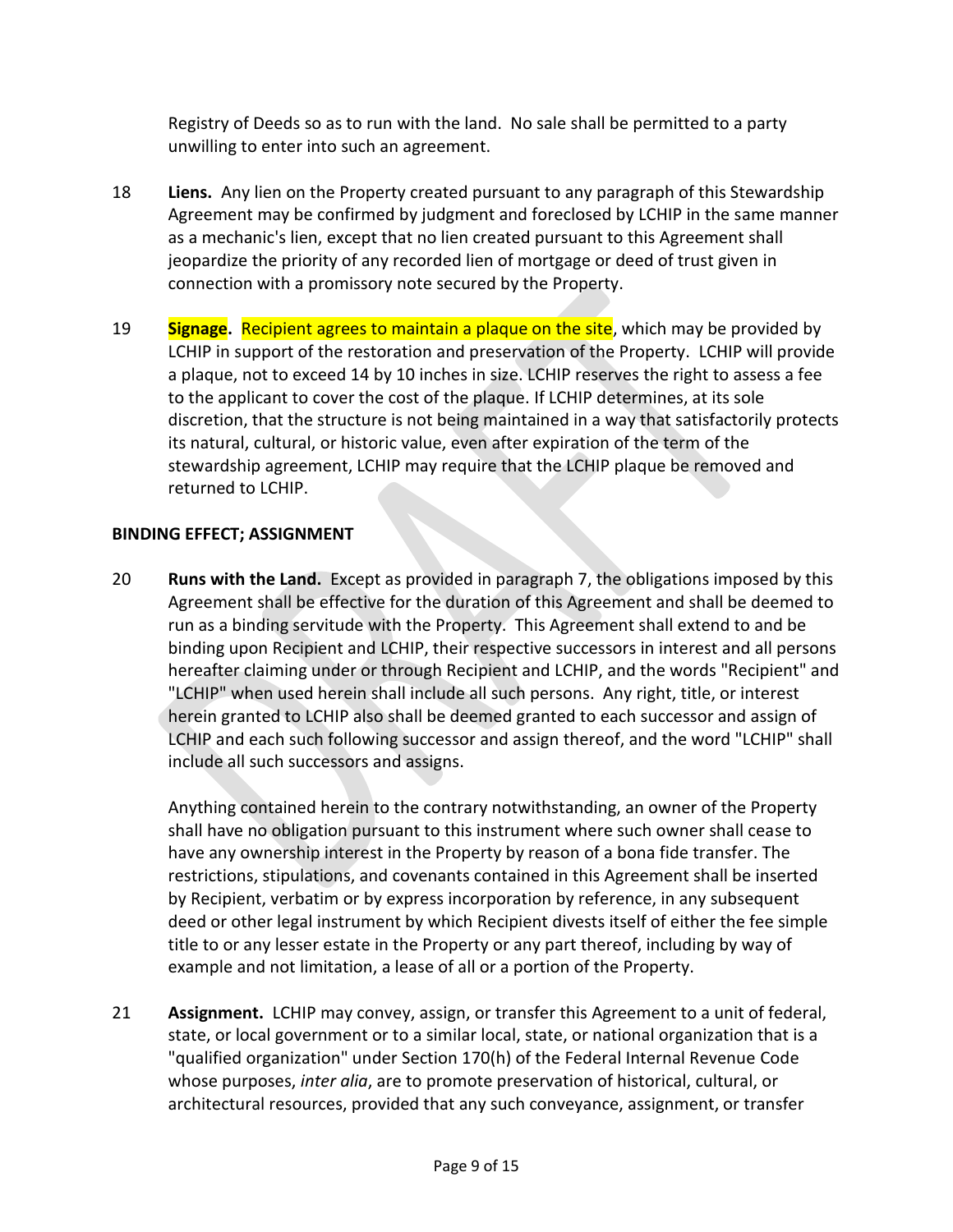Registry of Deeds so as to run with the land. No sale shall be permitted to a party unwilling to enter into such an agreement.

18 **Liens.** Any lien on the Property created pursuant to any paragraph of this Stewardship Agreement may be confirmed by judgment and foreclosed by LCHIP in the same manner as a mechanic's lien, except that no lien created pursuant to this Agreement shall jeopardize the priority of any recorded lien of mortgage or deed of trust given in connection with a promissory note secured by the Property.

19 **Signage.** Recipient agrees to maintain a plaque on the site, which may be provided by LCHIP in support of the restoration and preservation of the Property. LCHIP will provide a plaque, not to exceed 14 by 10 inches in size. LCHIP reserves the right to assess a fee to the applicant to cover the cost of the plaque. If LCHIP determines, at its sole discretion, that the structure is not being maintained in a way that satisfactorily protects its natural, cultural, or historic value, even after expiration of the term of the stewardship agreement, LCHIP may require that the LCHIP plaque be removed and returned to LCHIP.

**BINDING EFFECT; ASSIGNMENT**

20 **Runs with the Land.** Except as provided in paragraph 7, the obligations imposed by this Agreement shall be effective for the duration of this Agreement and shall be deemed to run as a binding servitude with the Property. This Agreement shall extend to and be binding upon Recipient and LCHIP, their respective successors in interest and all persons hereafter claiming under or through Recipient and LCHIP, and the words "Recipient" and "LCHIP" when used herein shall include all such persons. Any right, title, or interest herein granted to LCHIP also shall be deemed granted to each successor and assign of LCHIP and each such following successor and assign thereof, and the word "LCHIP" shall include all such successors and assigns.

Anything contained herein to the contrary notwithstanding, an owner of the Property shall have no obligation pursuant to this instrument where such owner shall cease to have any ownership interest in the Property by reason of a bona fide transfer. The restrictions, stipulations, and covenants contained in this Agreement shall be inserted by Recipient, verbatim or by express incorporation by reference, in any subsequent deed or other legal instrument by which Recipient divests itself of either the fee simple title to or any lesser estate in the Property or any part thereof, including by way of example and not limitation, a lease of all or a portion of the Property.

21 **Assignment.** LCHIP may convey, assign, or transfer this Agreement to a unit of federal, state, or local government or to a similar local, state, or national organization that is a "qualified organization" under Section 170(h) of the Federal Internal Revenue Code whose purposes, *inter alia*, are to promote preservation of historical, cultural, or architectural resources, provided that any such conveyance, assignment, or transfer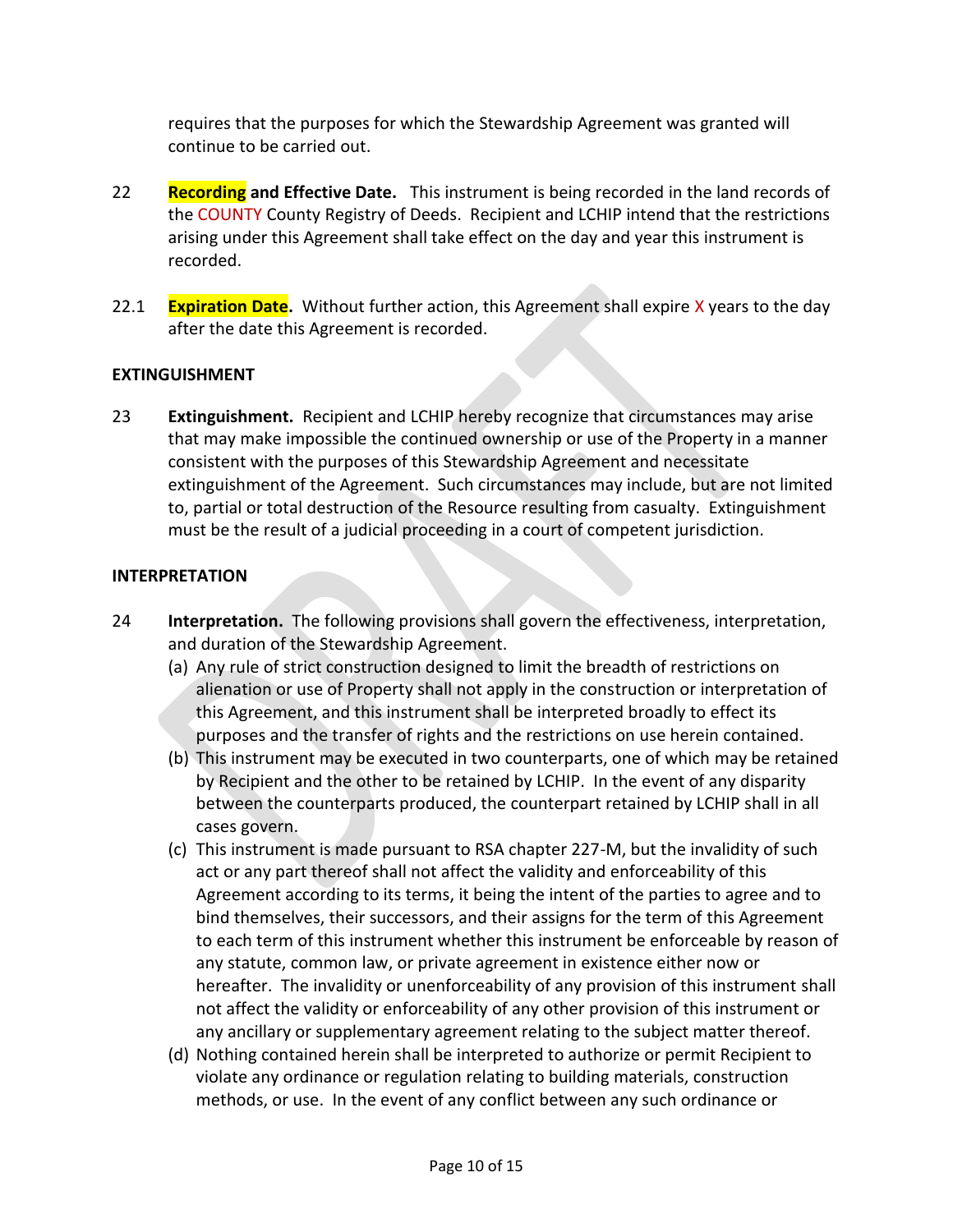requires that the purposes for which the Stewardship Agreement was granted will continue to be carried out.

22 **Recording and Effective Date.** This instrument is being recorded in the land records of the COUNTY County Registry of Deeds. Recipient and LCHIP intend that the restrictions arising under this Agreement shall take effect on the day and year this instrument is recorded.

22.1 **Expiration Date.** Without further action, this Agreement shall expire X years to the day after the date this Agreement is recorded.

**EXTINGUISHMENT**

23 **Extinguishment.** Recipient and LCHIP hereby recognize that circumstances may arise that may make impossible the continued ownership or use of the Property in a manner consistent with the purposes of this Stewardship Agreement and necessitate extinguishment of the Agreement. Such circumstances may include, but are not limited to, partial or total destruction of the Resource resulting from casualty. Extinguishment must be the result of a judicial proceeding in a court of competent jurisdiction.

**INTERPRETATION**

24 **Interpretation.** The following provisions shall govern the effectiveness, interpretation, and duration of the Stewardship Agreement.

(a) Any rule of strict construction designed to limit the breadth of restrictions on alienation or use of Property shall not apply in the construction or interpretation of this Agreement, and this instrument shall be interpreted broadly to effect its purposes and the transfer of rights and the restrictions on use herein contained.

(b) This instrument may be executed in two counterparts, one of which may be retained by Recipient and the other to be retained by LCHIP. In the event of any disparity between the counterparts produced, the counterpart retained by LCHIP shall in all cases govern.

(c) This instrument is made pursuant to RSA chapter 227-M, but the invalidity of such act or any part thereof shall not affect the validity and enforceability of this Agreement according to its terms, it being the intent of the parties to agree and to bind themselves, their successors, and their assigns for the term of this Agreement to each term of this instrument whether this instrument be enforceable by reason of any statute, common law, or private agreement in existence either now or hereafter. The invalidity or unenforceability of any provision of this instrument shall not affect the validity or enforceability of any other provision of this instrument or any ancillary or supplementary agreement relating to the subject matter thereof.

(d) Nothing contained herein shall be interpreted to authorize or permit Recipient to violate any ordinance or regulation relating to building materials, construction methods, or use. In the event of any conflict between any such ordinance or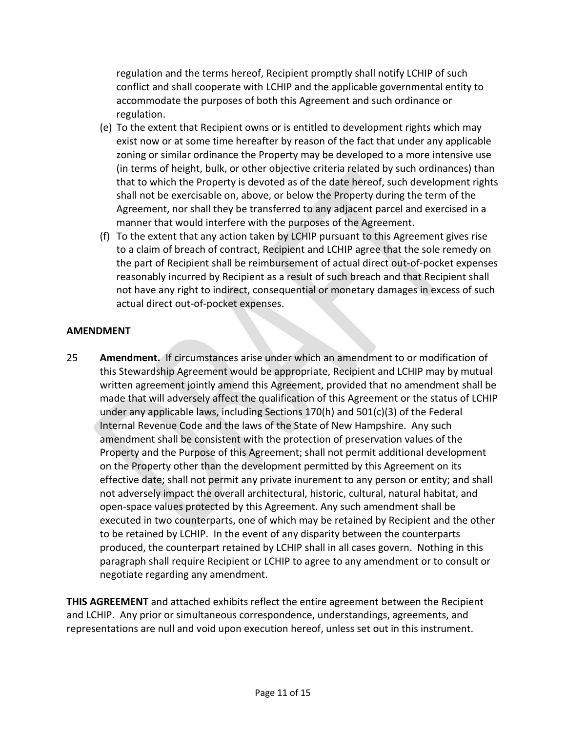regulation and the terms hereof, Recipient promptly shall notify LCHIP of such conflict and shall cooperate with LCHIP and the applicable governmental entity to accommodate the purposes of both this Agreement and such ordinance or regulation.

(e) To the extent that Recipient owns or is entitled to development rights which may exist now or at some time hereafter by reason of the fact that under any applicable zoning or similar ordinance the Property may be developed to a more intensive use (in terms of height, bulk, or other objective criteria related by such ordinances) than that to which the Property is devoted as of the date hereof, such development rights shall not be exercisable on, above, or below the Property during the term of the Agreement, nor shall they be transferred to any adjacent parcel and exercised in a manner that would interfere with the purposes of the Agreement.

(f) To the extent that any action taken by LCHIP pursuant to this Agreement gives rise to a claim of breach of contract, Recipient and LCHIP agree that the sole remedy on the part of Recipient shall be reimbursement of actual direct out-of-pocket expenses reasonably incurred by Recipient as a result of such breach and that Recipient shall not have any right to indirect, consequential or monetary damages in excess of such actual direct out-of-pocket expenses.

**AMENDMENT**

25 **Amendment.** If circumstances arise under which an amendment to or modification of this Stewardship Agreement would be appropriate, Recipient and LCHIP may by mutual written agreement jointly amend this Agreement, provided that no amendment shall be made that will adversely affect the qualification of this Agreement or the status of LCHIP under any applicable laws, including Sections 170(h) and 501(c)(3) of the Federal Internal Revenue Code and the laws of the State of New Hampshire. Any such amendment shall be consistent with the protection of preservation values of the Property and the Purpose of this Agreement; shall not permit additional development on the Property other than the development permitted by this Agreement on its effective date; shall not permit any private inurement to any person or entity; and shall not adversely impact the overall architectural, historic, cultural, natural habitat, and open-space values protected by this Agreement. Any such amendment shall be executed in two counterparts, one of which may be retained by Recipient and the other to be retained by LCHIP. In the event of any disparity between the counterparts produced, the counterpart retained by LCHIP shall in all cases govern. Nothing in this paragraph shall require Recipient or LCHIP to agree to any amendment or to consult or negotiate regarding any amendment.

**THIS AGREEMENT** and attached exhibits reflect the entire agreement between the Recipient and LCHIP. Any prior or simultaneous correspondence, understandings, agreements, and representations are null and void upon execution hereof, unless set out in this instrument.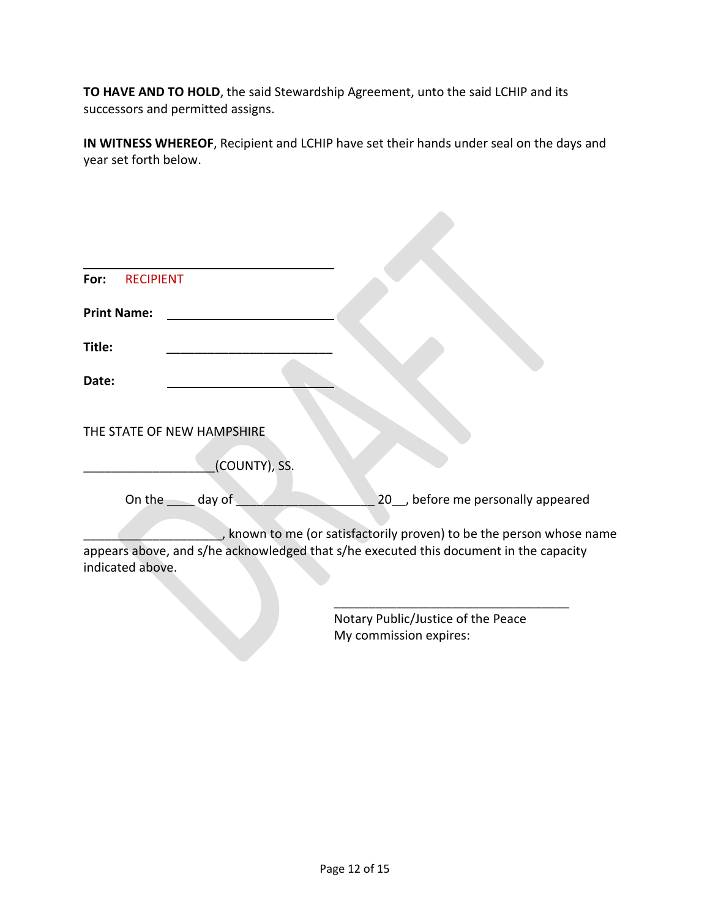**TO HAVE AND TO HOLD**, the said Stewardship Agreement, unto the said LCHIP and its successors and permitted assigns.

**IN WITNESS WHEREOF**, Recipient and LCHIP have set their hands under seal on the days and year set forth below.

\_\_\_\_\_\_\_\_\_\_\_\_\_\_\_\_\_\_\_\_\_\_\_\_\_\_\_\_\_\_\_\_\_\_\_\_\_\_\_\_

**For:** RECIPIENT

**Print Name:** \_\_\_\_\_\_\_\_\_\_\_\_\_\_\_\_\_\_\_\_\_\_\_\_\_

**Title:** \_\_\_\_\_\_\_\_\_\_\_\_\_\_\_\_\_\_\_\_\_\_\_\_\_

**Date:** \_\_\_\_\_\_\_\_\_\_\_\_\_\_\_\_\_\_\_\_\_\_\_\_\_

THE STATE OF NEW HAMPSHIRE

\_\_\_\_\_\_\_\_\_\_\_\_\_\_\_\_\_\_\_(COUNTY), SS.

On the \_\_\_\_ day of \_\_\_\_\_\_\_\_\_\_\_\_\_\_\_\_\_\_\_\_ 20\_\_, before me personally appeared

\_\_\_\_\_\_\_\_\_\_\_\_\_\_\_\_\_\_\_\_\_, known to me (or satisfactorily proven) to be the person whose name appears above, and s/he acknowledged that s/he executed this document in the capacity indicated above.

\_\_\_\_\_\_\_\_\_\_\_\_\_\_\_\_\_\_\_\_\_\_\_\_\_\_\_\_\_\_\_\_\_\_\_

Notary Public/Justice of the Peace
My commission expires: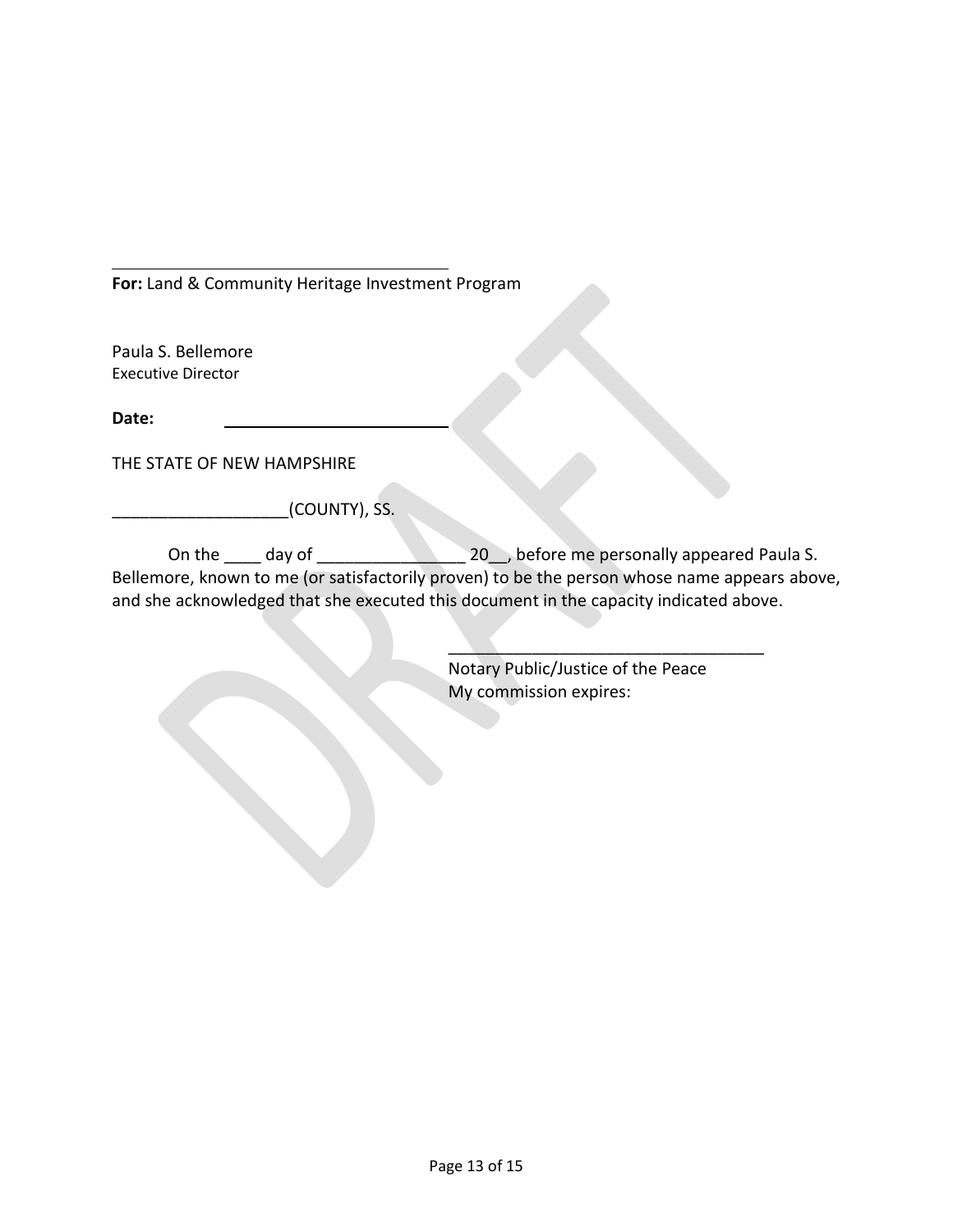\_\_\_\_\_\_\_\_\_\_\_\_\_\_\_\_\_\_\_\_\_\_\_\_\_\_\_\_\_\_\_\_\_\_\_\_\_\_

**For:** Land & Community Heritage Investment Program

Paula S. Bellemore
Executive Director

**Date:** \_\_\_\_\_\_\_\_\_\_\_\_\_\_\_\_\_\_\_\_\_\_\_\_\_

THE STATE OF NEW HAMPSHIRE

___________________(COUNTY), SS.

On the ____ day of _______________ 20__, before me personally appeared Paula S. Bellemore, known to me (or satisfactorily proven) to be the person whose name appears above, and she acknowledged that she executed this document in the capacity indicated above.

__________________________________
Notary Public/Justice of the Peace
My commission expires: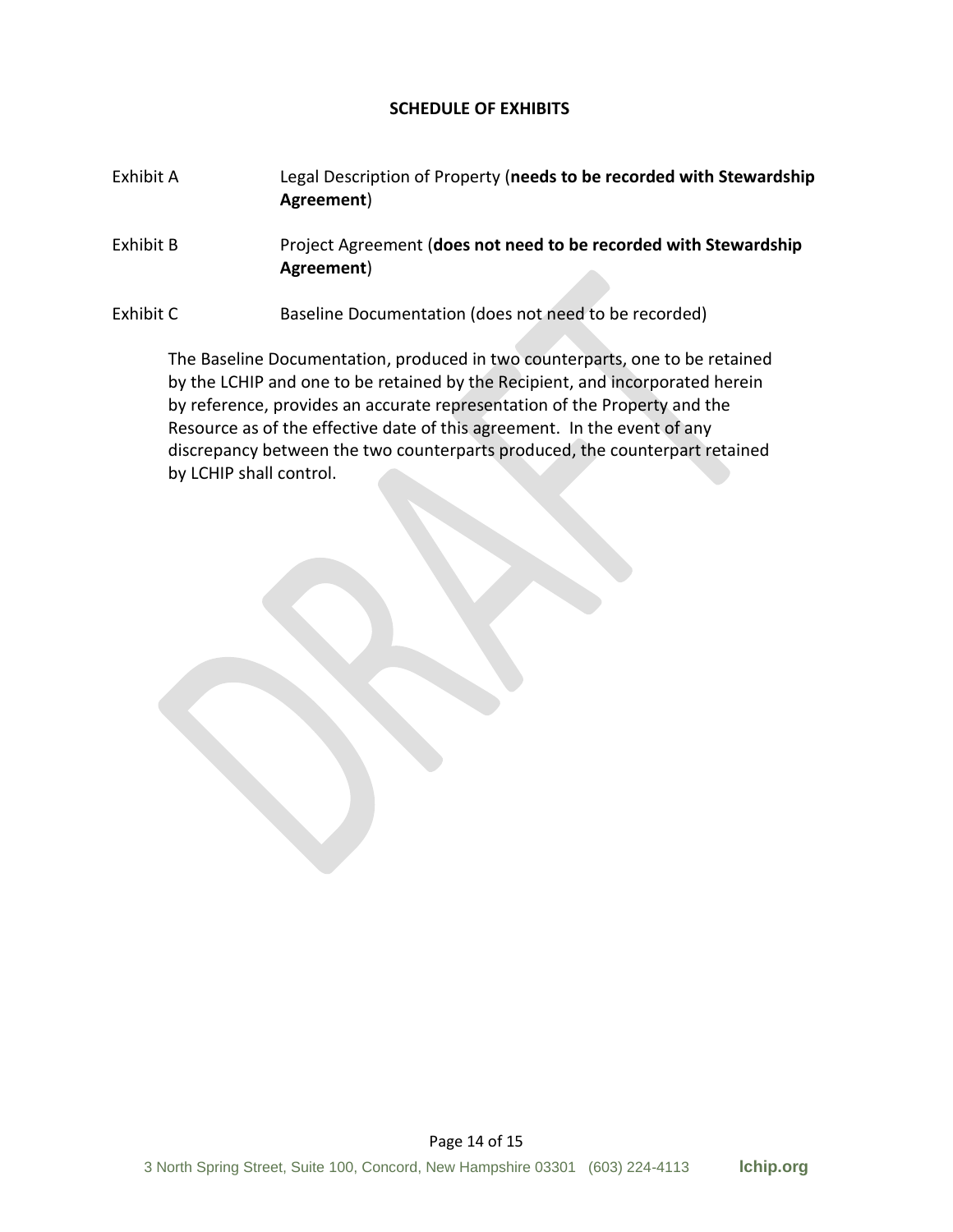**SCHEDULE OF EXHIBITS**

Exhibit A Legal Description of Property (**needs to be recorded with Stewardship Agreement**)

Exhibit B Project Agreement (**does not need to be recorded with Stewardship Agreement**)

Exhibit C Baseline Documentation (does not need to be recorded)

The Baseline Documentation, produced in two counterparts, one to be retained by the LCHIP and one to be retained by the Recipient, and incorporated herein by reference, provides an accurate representation of the Property and the Resource as of the effective date of this agreement. In the event of any discrepancy between the two counterparts produced, the counterpart retained by LCHIP shall control.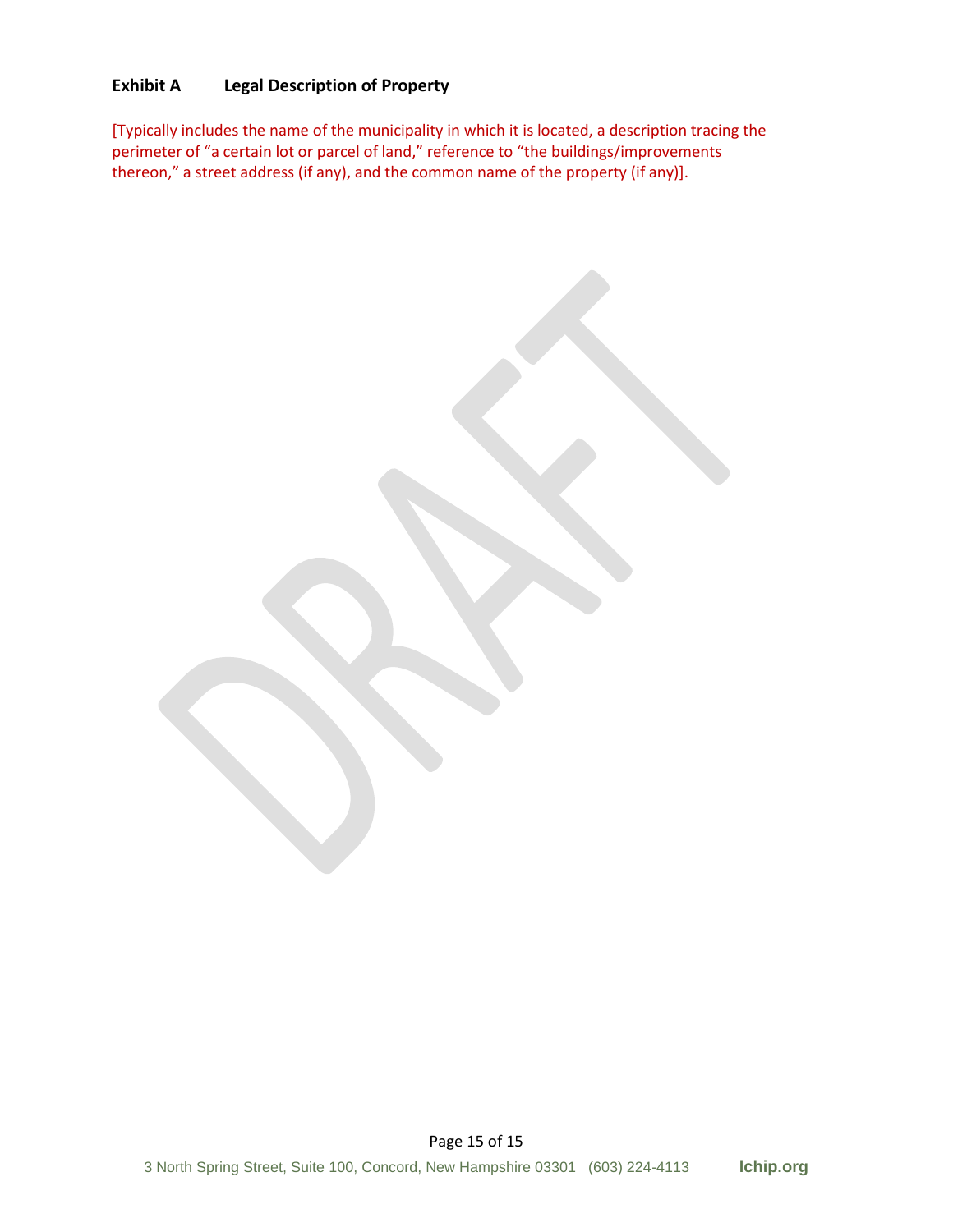**Exhibit A Legal Description of Property**

[Typically includes the name of the municipality in which it is located, a description tracing the perimeter of "a certain lot or parcel of land," reference to "the buildings/improvements thereon," a street address (if any), and the common name of the property (if any)].